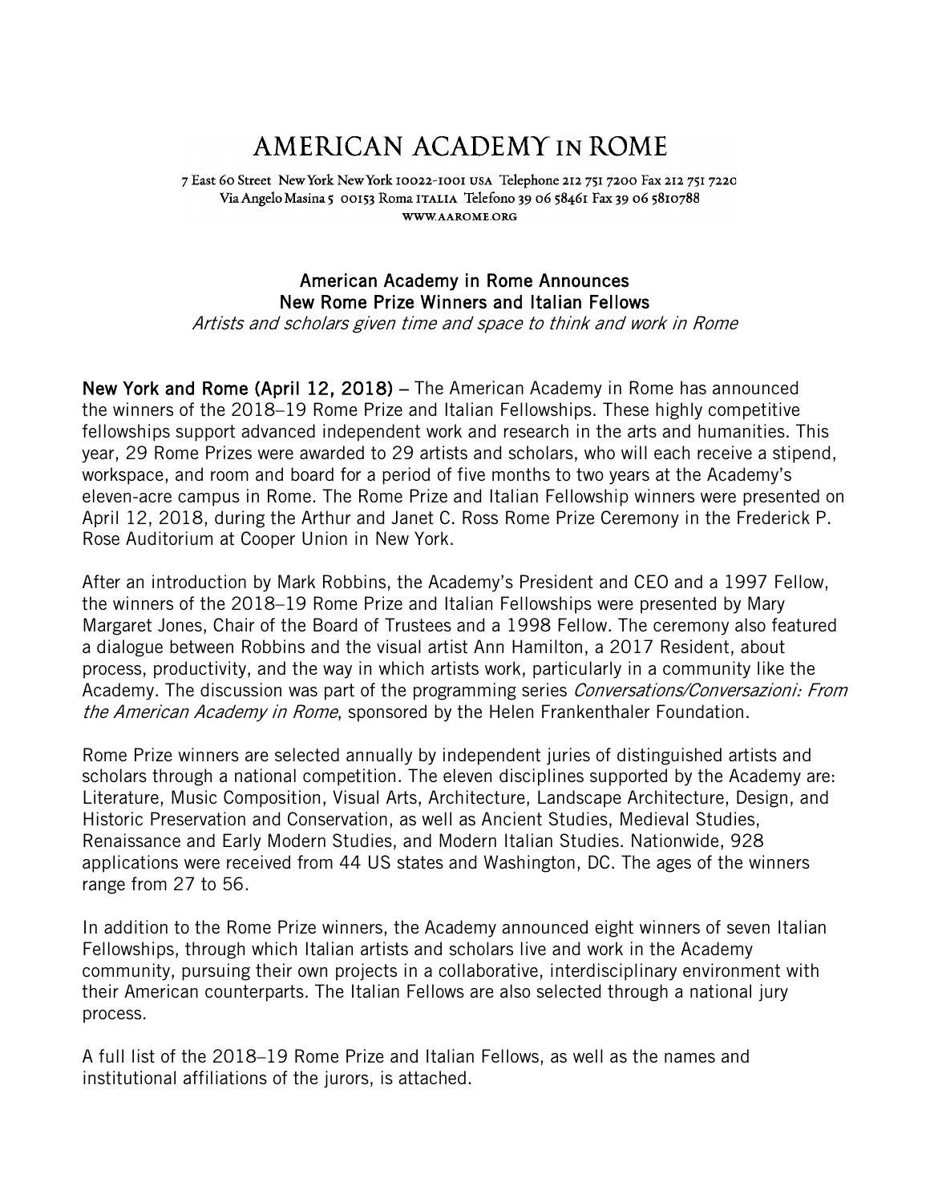# AMERICAN ACADEMY IN ROME

7 East 60 Street New York New York 10022-1001 USA Telephone 212 751 7200 Fax 212 751 7220
Via Angelo Masina 5 00153 Roma ITALIA Telefono 39 06 58461 Fax 39 06 5810788
WWW.AAROME.ORG

## American Academy in Rome Announces New Rome Prize Winners and Italian Fellows

*Artists and scholars given time and space to think and work in Rome*

**New York and Rome (April 12, 2018)** – The American Academy in Rome has announced the winners of the 2018–19 Rome Prize and Italian Fellowships. These highly competitive fellowships support advanced independent work and research in the arts and humanities. This year, 29 Rome Prizes were awarded to 29 artists and scholars, who will each receive a stipend, workspace, and room and board for a period of five months to two years at the Academy's eleven-acre campus in Rome. The Rome Prize and Italian Fellowship winners were presented on April 12, 2018, during the Arthur and Janet C. Ross Rome Prize Ceremony in the Frederick P. Rose Auditorium at Cooper Union in New York.

After an introduction by Mark Robbins, the Academy's President and CEO and a 1997 Fellow, the winners of the 2018–19 Rome Prize and Italian Fellowships were presented by Mary Margaret Jones, Chair of the Board of Trustees and a 1998 Fellow. The ceremony also featured a dialogue between Robbins and the visual artist Ann Hamilton, a 2017 Resident, about process, productivity, and the way in which artists work, particularly in a community like the Academy. The discussion was part of the programming series *Conversations/Conversazioni: From the American Academy in Rome*, sponsored by the Helen Frankenthaler Foundation.

Rome Prize winners are selected annually by independent juries of distinguished artists and scholars through a national competition. The eleven disciplines supported by the Academy are: Literature, Music Composition, Visual Arts, Architecture, Landscape Architecture, Design, and Historic Preservation and Conservation, as well as Ancient Studies, Medieval Studies, Renaissance and Early Modern Studies, and Modern Italian Studies. Nationwide, 928 applications were received from 44 US states and Washington, DC. The ages of the winners range from 27 to 56.

In addition to the Rome Prize winners, the Academy announced eight winners of seven Italian Fellowships, through which Italian artists and scholars live and work in the Academy community, pursuing their own projects in a collaborative, interdisciplinary environment with their American counterparts. The Italian Fellows are also selected through a national jury process.

A full list of the 2018–19 Rome Prize and Italian Fellows, as well as the names and institutional affiliations of the jurors, is attached.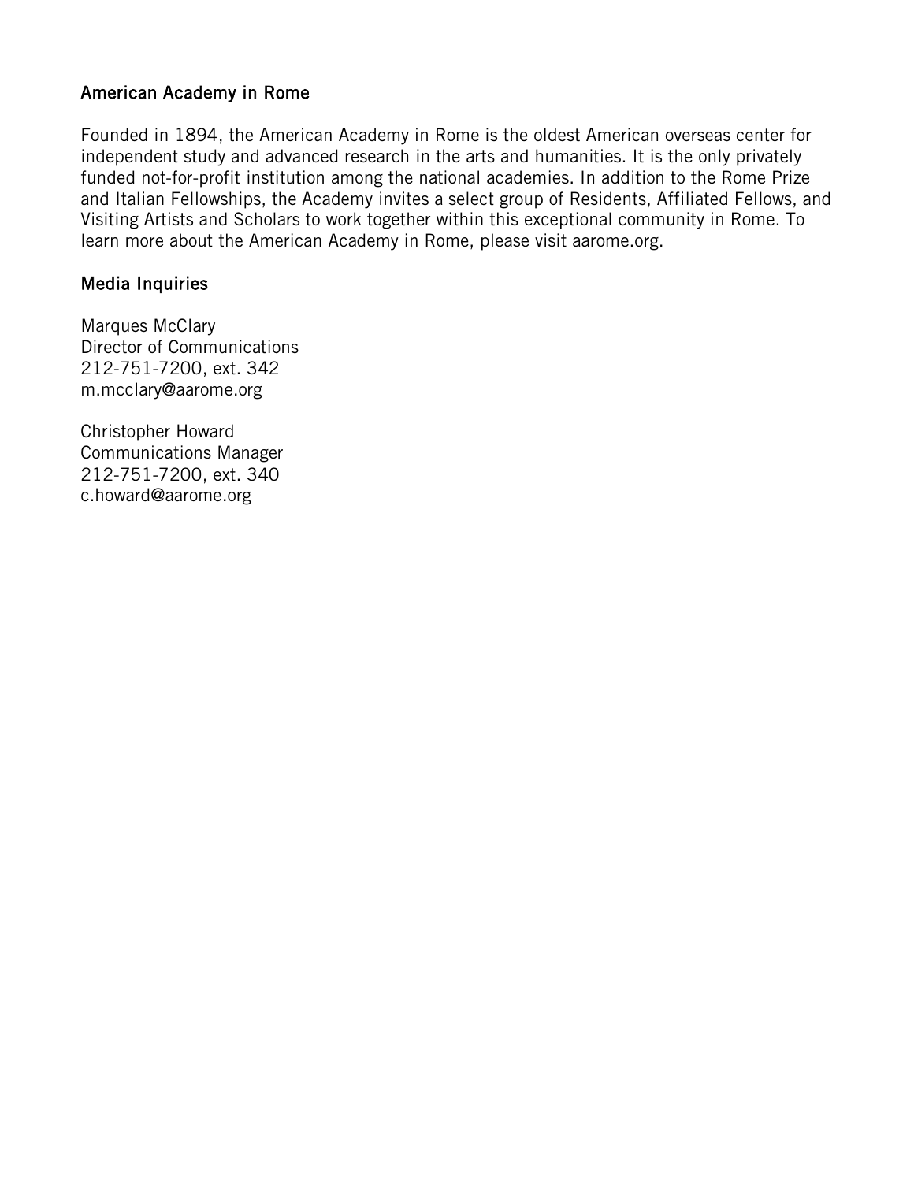### American Academy in Rome

Founded in 1894, the American Academy in Rome is the oldest American overseas center for independent study and advanced research in the arts and humanities. It is the only privately funded not-for-profit institution among the national academies. In addition to the Rome Prize and Italian Fellowships, the Academy invites a select group of Residents, Affiliated Fellows, and Visiting Artists and Scholars to work together within this exceptional community in Rome. To learn more about the American Academy in Rome, please visit aarome.org.

### Media Inquiries

Marques McClary  
Director of Communications  
212-751-7200, ext. 342  
m.mcclary@aarome.org

Christopher Howard  
Communications Manager  
212-751-7200, ext. 340  
c.howard@aarome.org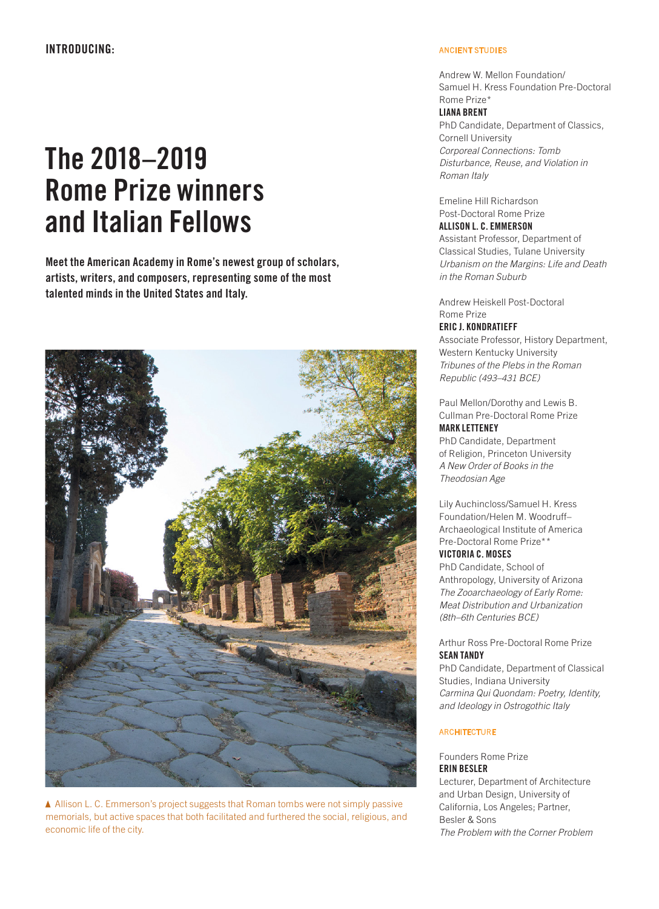INTRODUCING:

# The 2018–2019 Rome Prize winners and Italian Fellows

**Meet the American Academy in Rome's newest group of scholars, artists, writers, and composers, representing some of the most talented minds in the United States and Italy.**

▲ Allison L. C. Emmerson's project suggests that Roman tombs were not simply passive memorials, but active spaces that both facilitated and furthered the social, religious, and economic life of the city.

## ANCIENT STUDIES

Andrew W. Mellon Foundation/ Samuel H. Kress Foundation Pre-Doctoral Rome Prize*
**LIANA BRENT**
PhD Candidate, Department of Classics, Cornell University
*Corporeal Connections: Tomb Disturbance, Reuse, and Violation in Roman Italy*

Emeline Hill Richardson Post-Doctoral Rome Prize
**ALLISON L. C. EMMERSON**
Assistant Professor, Department of Classical Studies, Tulane University
*Urbanism on the Margins: Life and Death in the Roman Suburb*

Andrew Heiskell Post-Doctoral Rome Prize
**ERIC J. KONDRATIEFF**
Associate Professor, History Department, Western Kentucky University
*Tribunes of the Plebs in the Roman Republic (493–431 BCE)*

Paul Mellon/Dorothy and Lewis B. Cullman Pre-Doctoral Rome Prize
**MARK LETTENEY**
PhD Candidate, Department of Religion, Princeton University
*A New Order of Books in the Theodosian Age*

Lily Auchincloss/Samuel H. Kress Foundation/Helen M. Woodruff–Archaeological Institute of America Pre-Doctoral Rome Prize**
**VICTORIA C. MOSES**
PhD Candidate, School of Anthropology, University of Arizona
*The Zooarchaeology of Early Rome: Meat Distribution and Urbanization (8th–6th Centuries BCE)*

Arthur Ross Pre-Doctoral Rome Prize
**SEAN TANDY**
PhD Candidate, Department of Classical Studies, Indiana University
*Carmina Qui Quondam: Poetry, Identity, and Ideology in Ostrogothic Italy*

## ARCHITECTURE

Founders Rome Prize
**ERIN BESLER**
Lecturer, Department of Architecture and Urban Design, University of California, Los Angeles; Partner, Besler & Sons
*The Problem with the Corner Problem*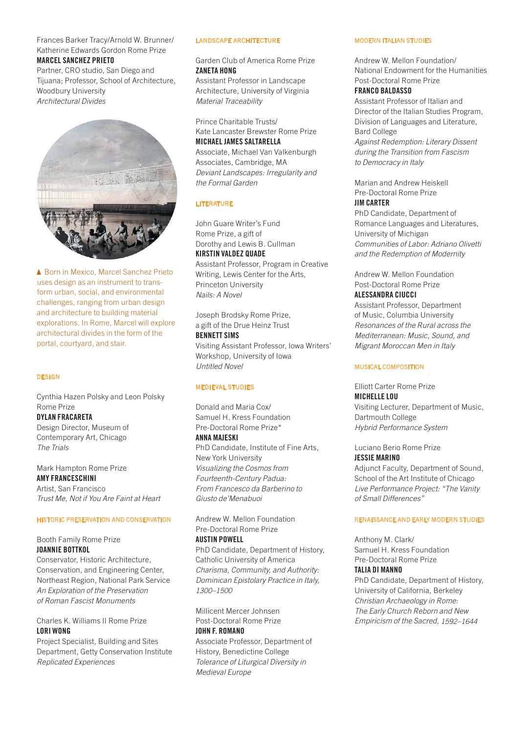Frances Barker Tracy/Arnold W. Brunner/ Katherine Edwards Gordon Rome Prize
**MARCEL SANCHEZ PRIETO**
Partner, CRO studio, San Diego and Tijuana; Professor, School of Architecture, Woodbury University
*Architectural Divides*

▲ Born in Mexico, Marcel Sanchez Prieto uses design as an instrument to transform urban, social, and environmental challenges, ranging from urban design and architecture to building material explorations. In Rome, Marcel will explore architectural divides in the form of the portal, courtyard, and stair.

## DESIGN

Cynthia Hazen Polsky and Leon Polsky Rome Prize
**DYLAN FRACARETA**
Design Director, Museum of Contemporary Art, Chicago
*The Trials*

Mark Hampton Rome Prize
**AMY FRANCESCHINI**
Artist, San Francisco
*Trust Me, Not if You Are Faint at Heart*

## HISTORIC PRESERVATION AND CONSERVATION

Booth Family Rome Prize
**JOANNIE BOTTKOL**
Conservator, Historic Architecture, Conservation, and Engineering Center, Northeast Region, National Park Service
*An Exploration of the Preservation of Roman Fascist Monuments*

Charles K. Williams II Rome Prize
**LORI WONG**
Project Specialist, Building and Sites Department, Getty Conservation Institute
*Replicated Experiences*

## LANDSCAPE ARCHITECTURE

Garden Club of America Rome Prize
**ZANETA HONG**
Assistant Professor in Landscape Architecture, University of Virginia
*Material Traceability*

Prince Charitable Trusts/ Kate Lancaster Brewster Rome Prize
**MICHAEL JAMES SALTARELLA**
Associate, Michael Van Valkenburgh Associates, Cambridge, MA
*Deviant Landscapes: Irregularity and the Formal Garden*

## LITERATURE

John Guare Writer's Fund Rome Prize, a gift of Dorothy and Lewis B. Cullman
**KIRSTIN VALDEZ QUADE**
Assistant Professor, Program in Creative Writing, Lewis Center for the Arts, Princeton University
*Nails: A Novel*

Joseph Brodsky Rome Prize, a gift of the Drue Heinz Trust
**BENNETT SIMS**
Visiting Assistant Professor, Iowa Writers' Workshop, University of Iowa
*Untitled Novel*

## MEDIEVAL STUDIES

Donald and Maria Cox/ Samuel H. Kress Foundation Pre-Doctoral Rome Prize*
**ANNA MAJESKI**
PhD Candidate, Institute of Fine Arts, New York University
*Visualizing the Cosmos from Fourteenth-Century Padua: From Francesco da Barberino to Giusto de'Menabuoi*

Andrew W. Mellon Foundation Pre-Doctoral Rome Prize
**AUSTIN POWELL**
PhD Candidate, Department of History, Catholic University of America
*Charisma, Community, and Authority: Dominican Epistolary Practice in Italy, 1300–1500*

Millicent Mercer Johnsen Post-Doctoral Rome Prize
**JOHN F. ROMANO**
Associate Professor, Department of History, Benedictine College
*Tolerance of Liturgical Diversity in Medieval Europe*

## MODERN ITALIAN STUDIES

Andrew W. Mellon Foundation/ National Endowment for the Humanities Post-Doctoral Rome Prize
**FRANCO BALDASSO**
Assistant Professor of Italian and Director of the Italian Studies Program, Division of Languages and Literature, Bard College
*Against Redemption: Literary Dissent during the Transition from Fascism to Democracy in Italy*

Marian and Andrew Heiskell Pre-Doctoral Rome Prize
**JIM CARTER**
PhD Candidate, Department of Romance Languages and Literatures, University of Michigan
*Communities of Labor: Adriano Olivetti and the Redemption of Modernity*

Andrew W. Mellon Foundation Post-Doctoral Rome Prize
**ALESSANDRA CIUCCI**
Assistant Professor, Department of Music, Columbia University
*Resonances of the Rural across the Mediterranean: Music, Sound, and Migrant Moroccan Men in Italy*

## MUSICAL COMPOSITION

Elliott Carter Rome Prize
**MICHELLE LOU**
Visiting Lecturer, Department of Music, Dartmouth College
*Hybrid Performance System*

Luciano Berio Rome Prize
**JESSIE MARINO**
Adjunct Faculty, Department of Sound, School of the Art Institute of Chicago
*Live Performance Project: "The Vanity of Small Differences"*

## RENAISSANCE AND EARLY MODERN STUDIES

Anthony M. Clark/ Samuel H. Kress Foundation Pre-Doctoral Rome Prize
**TALIA DI MANNO**
PhD Candidate, Department of History, University of California, Berkeley
*Christian Archaeology in Rome: The Early Church Reborn and New Empiricism of the Sacred, 1592–1644*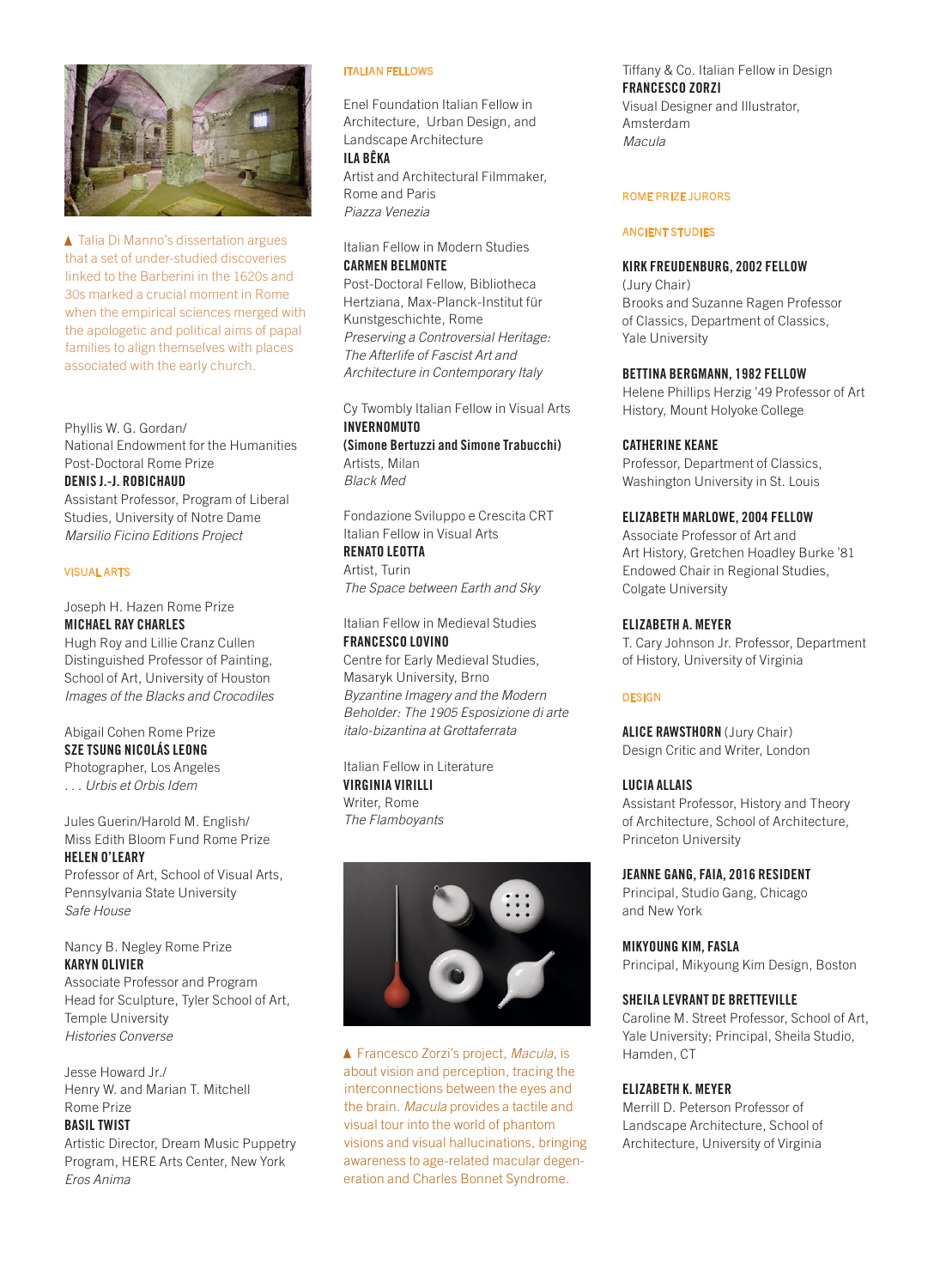▲ Talia Di Manno's dissertation argues that a set of under-studied discoveries linked to the Barberini in the 1620s and 30s marked a crucial moment in Rome when the empirical sciences merged with the apologetic and political aims of papal families to align themselves with places associated with the early church.

Phyllis W. G. Gordan/
National Endowment for the Humanities Post-Doctoral Rome Prize
**DENIS J.-J. ROBICHAUD**
Assistant Professor, Program of Liberal Studies, University of Notre Dame
*Marsilio Ficino Editions Project*

## VISUAL ARTS

Joseph H. Hazen Rome Prize
**MICHAEL RAY CHARLES**
Hugh Roy and Lillie Cranz Cullen Distinguished Professor of Painting, School of Art, University of Houston
*Images of the Blacks and Crocodiles*

Abigail Cohen Rome Prize
**SZE TSUNG NICOLÁS LEONG**
Photographer, Los Angeles
*. . . Urbis et Orbis Idem*

Jules Guerin/Harold M. English/
Miss Edith Bloom Fund Rome Prize
**HELEN O'LEARY**
Professor of Art, School of Visual Arts, Pennsylvania State University
*Safe House*

Nancy B. Negley Rome Prize
**KARYN OLIVIER**
Associate Professor and Program Head for Sculpture, Tyler School of Art, Temple University
*Histories Converse*

Jesse Howard Jr./
Henry W. and Marian T. Mitchell Rome Prize
**BASIL TWIST**
Artistic Director, Dream Music Puppetry Program, HERE Arts Center, New York
*Eros Anima*

## ITALIAN FELLOWS

Enel Foundation Italian Fellow in Architecture, Urban Design, and Landscape Architecture
**ILA BÊKA**
Artist and Architectural Filmmaker, Rome and Paris
*Piazza Venezia*

Italian Fellow in Modern Studies
**CARMEN BELMONTE**
Post-Doctoral Fellow, Bibliotheca Hertziana, Max-Planck-Institut für Kunstgeschichte, Rome
*Preserving a Controversial Heritage: The Afterlife of Fascist Art and Architecture in Contemporary Italy*

Cy Twombly Italian Fellow in Visual Arts
**INVERNOMUTO**
**(Simone Bertuzzi and Simone Trabucchi)**
Artists, Milan
*Black Med*

Fondazione Sviluppo e Crescita CRT Italian Fellow in Visual Arts
**RENATO LEOTTA**
Artist, Turin
*The Space between Earth and Sky*

Italian Fellow in Medieval Studies
**FRANCESCO LOVINO**
Centre for Early Medieval Studies, Masaryk University, Brno
*Byzantine Imagery and the Modern Beholder: The 1905 Esposizione di arte italo-bizantina at Grottaferrata*

Italian Fellow in Literature
**VIRGINIA VIRILLI**
Writer, Rome
*The Flamboyants*

▲ Francesco Zorzi's project, *Macula*, is about vision and perception, tracing the interconnections between the eyes and the brain. *Macula* provides a tactile and visual tour into the world of phantom visions and visual hallucinations, bringing awareness to age-related macular degeneration and Charles Bonnet Syndrome.

Tiffany & Co. Italian Fellow in Design
**FRANCESCO ZORZI**
Visual Designer and Illustrator, Amsterdam
*Macula*

## ROME PRIZE JURORS

### ANCIENT STUDIES

**KIRK FREUDENBURG, 2002 FELLOW**
(Jury Chair)
Brooks and Suzanne Ragen Professor of Classics, Department of Classics, Yale University

**BETTINA BERGMANN, 1982 FELLOW**
Helene Phillips Herzig '49 Professor of Art History, Mount Holyoke College

**CATHERINE KEANE**
Professor, Department of Classics, Washington University in St. Louis

**ELIZABETH MARLOWE, 2004 FELLOW**
Associate Professor of Art and Art History, Gretchen Hoadley Burke '81 Endowed Chair in Regional Studies, Colgate University

**ELIZABETH A. MEYER**
T. Cary Johnson Jr. Professor, Department of History, University of Virginia

### DESIGN

**ALICE RAWSTHORN** (Jury Chair)
Design Critic and Writer, London

**LUCIA ALLAIS**
Assistant Professor, History and Theory of Architecture, School of Architecture, Princeton University

**JEANNE GANG, FAIA, 2016 RESIDENT**
Principal, Studio Gang, Chicago and New York

**MIKYOUNG KIM, FASLA**
Principal, Mikyoung Kim Design, Boston

**SHEILA LEVRANT DE BRETTEVILLE**
Caroline M. Street Professor, School of Art, Yale University; Principal, Sheila Studio, Hamden, CT

**ELIZABETH K. MEYER**
Merrill D. Peterson Professor of Landscape Architecture, School of Architecture, University of Virginia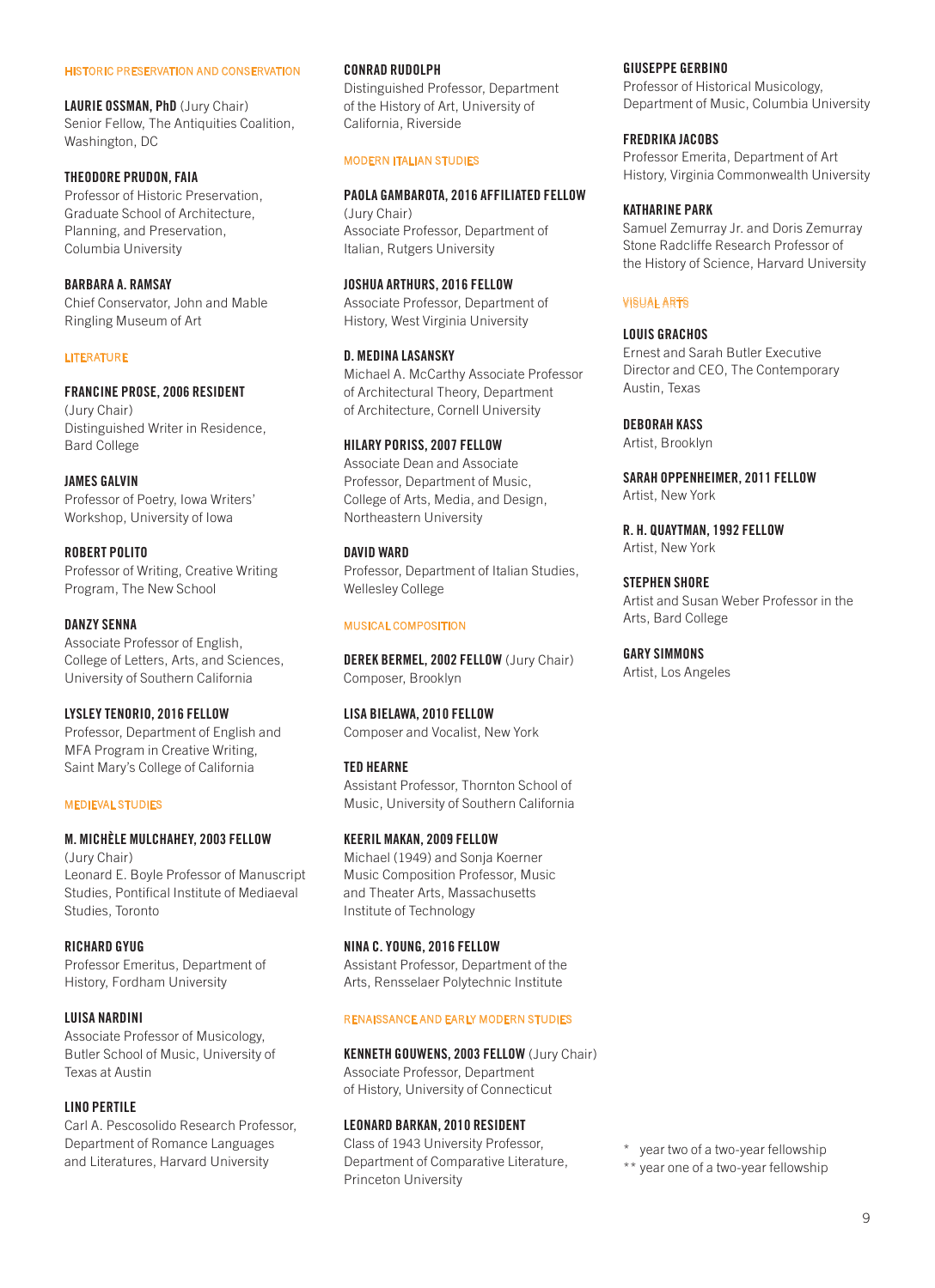## HISTORIC PRESERVATION AND CONSERVATION

**LAURIE OSSMAN, PhD** (Jury Chair)
Senior Fellow, The Antiquities Coalition, Washington, DC

**THEODORE PRUDON, FAIA**
Professor of Historic Preservation, Graduate School of Architecture, Planning, and Preservation, Columbia University

**BARBARA A. RAMSAY**
Chief Conservator, John and Mable Ringling Museum of Art

## LITERATURE

**FRANCINE PROSE, 2006 RESIDENT**
(Jury Chair)
Distinguished Writer in Residence, Bard College

**JAMES GALVIN**
Professor of Poetry, Iowa Writers' Workshop, University of Iowa

**ROBERT POLITO**
Professor of Writing, Creative Writing Program, The New School

**DANZY SENNA**
Associate Professor of English, College of Letters, Arts, and Sciences, University of Southern California

**LYSLEY TENORIO, 2016 FELLOW**
Professor, Department of English and MFA Program in Creative Writing, Saint Mary's College of California

## MEDIEVAL STUDIES

**M. MICHÈLE MULCHAHEY, 2003 FELLOW**
(Jury Chair)
Leonard E. Boyle Professor of Manuscript Studies, Pontifical Institute of Mediaeval Studies, Toronto

**RICHARD GYUG**
Professor Emeritus, Department of History, Fordham University

**LUISA NARDINI**
Associate Professor of Musicology, Butler School of Music, University of Texas at Austin

**LINO PERTILE**
Carl A. Pescosolido Research Professor, Department of Romance Languages and Literatures, Harvard University

**CONRAD RUDOLPH**
Distinguished Professor, Department of the History of Art, University of California, Riverside

## MODERN ITALIAN STUDIES

**PAOLA GAMBAROTA, 2016 AFFILIATED FELLOW**
(Jury Chair)
Associate Professor, Department of Italian, Rutgers University

**JOSHUA ARTHURS, 2016 FELLOW**
Associate Professor, Department of History, West Virginia University

**D. MEDINA LASANSKY**
Michael A. McCarthy Associate Professor of Architectural Theory, Department of Architecture, Cornell University

**HILARY PORISS, 2007 FELLOW**
Associate Dean and Associate Professor, Department of Music, College of Arts, Media, and Design, Northeastern University

**DAVID WARD**
Professor, Department of Italian Studies, Wellesley College

## MUSICAL COMPOSITION

**DEREK BERMEL, 2002 FELLOW** (Jury Chair)
Composer, Brooklyn

**LISA BIELAWA, 2010 FELLOW**
Composer and Vocalist, New York

**TED HEARNE**
Assistant Professor, Thornton School of Music, University of Southern California

**KEERIL MAKAN, 2009 FELLOW**
Michael (1949) and Sonja Koerner Music Composition Professor, Music and Theater Arts, Massachusetts Institute of Technology

**NINA C. YOUNG, 2016 FELLOW**
Assistant Professor, Department of the Arts, Rensselaer Polytechnic Institute

## RENAISSANCE AND EARLY MODERN STUDIES

**KENNETH GOUWENS, 2003 FELLOW** (Jury Chair)
Associate Professor, Department of History, University of Connecticut

**LEONARD BARKAN, 2010 RESIDENT**
Class of 1943 University Professor, Department of Comparative Literature, Princeton University

**GIUSEPPE GERBINO**
Professor of Historical Musicology, Department of Music, Columbia University

**FREDRIKA JACOBS**
Professor Emerita, Department of Art History, Virginia Commonwealth University

**KATHARINE PARK**
Samuel Zemurray Jr. and Doris Zemurray Stone Radcliffe Research Professor of the History of Science, Harvard University

## VISUAL ARTS

**LOUIS GRACHOS**
Ernest and Sarah Butler Executive Director and CEO, The Contemporary Austin, Texas

**DEBORAH KASS**
Artist, Brooklyn

**SARAH OPPENHEIMER, 2011 FELLOW**
Artist, New York

**R. H. QUAYTMAN, 1992 FELLOW**
Artist, New York

**STEPHEN SHORE**
Artist and Susan Weber Professor in the Arts, Bard College

**GARY SIMMONS**
Artist, Los Angeles

\* year two of a two-year fellowship
\*\* year one of a two-year fellowship